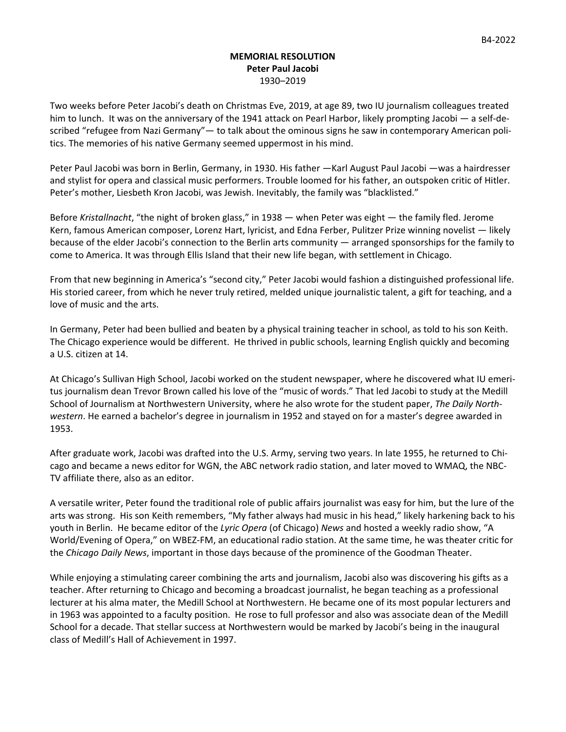# MEMORIAL RESOLUTION

**Peter Paul Jacobi**

1930–2019

Two weeks before Peter Jacobi's death on Christmas Eve, 2019, at age 89, two IU journalism colleagues treated him to lunch. It was on the anniversary of the 1941 attack on Pearl Harbor, likely prompting Jacobi — a self-described "refugee from Nazi Germany"— to talk about the ominous signs he saw in contemporary American politics. The memories of his native Germany seemed uppermost in his mind.

Peter Paul Jacobi was born in Berlin, Germany, in 1930. His father —Karl August Paul Jacobi —was a hairdresser and stylist for opera and classical music performers. Trouble loomed for his father, an outspoken critic of Hitler. Peter's mother, Liesbeth Kron Jacobi, was Jewish. Inevitably, the family was "blacklisted."

Before *Kristallnacht*, "the night of broken glass," in 1938 — when Peter was eight — the family fled. Jerome Kern, famous American composer, Lorenz Hart, lyricist, and Edna Ferber, Pulitzer Prize winning novelist — likely because of the elder Jacobi's connection to the Berlin arts community — arranged sponsorships for the family to come to America. It was through Ellis Island that their new life began, with settlement in Chicago.

From that new beginning in America's "second city," Peter Jacobi would fashion a distinguished professional life. His storied career, from which he never truly retired, melded unique journalistic talent, a gift for teaching, and a love of music and the arts.

In Germany, Peter had been bullied and beaten by a physical training teacher in school, as told to his son Keith. The Chicago experience would be different. He thrived in public schools, learning English quickly and becoming a U.S. citizen at 14.

At Chicago's Sullivan High School, Jacobi worked on the student newspaper, where he discovered what IU emeritus journalism dean Trevor Brown called his love of the "music of words." That led Jacobi to study at the Medill School of Journalism at Northwestern University, where he also wrote for the student paper, *The Daily Northwestern*. He earned a bachelor's degree in journalism in 1952 and stayed on for a master's degree awarded in 1953.

After graduate work, Jacobi was drafted into the U.S. Army, serving two years. In late 1955, he returned to Chicago and became a news editor for WGN, the ABC network radio station, and later moved to WMAQ, the NBC-TV affiliate there, also as an editor.

A versatile writer, Peter found the traditional role of public affairs journalist was easy for him, but the lure of the arts was strong. His son Keith remembers, "My father always had music in his head," likely harkening back to his youth in Berlin. He became editor of the *Lyric Opera* (of Chicago) *News* and hosted a weekly radio show, "A World/Evening of Opera," on WBEZ-FM, an educational radio station. At the same time, he was theater critic for the *Chicago Daily News*, important in those days because of the prominence of the Goodman Theater.

While enjoying a stimulating career combining the arts and journalism, Jacobi also was discovering his gifts as a teacher. After returning to Chicago and becoming a broadcast journalist, he began teaching as a professional lecturer at his alma mater, the Medill School at Northwestern. He became one of its most popular lecturers and in 1963 was appointed to a faculty position. He rose to full professor and also was associate dean of the Medill School for a decade. That stellar success at Northwestern would be marked by Jacobi's being in the inaugural class of Medill's Hall of Achievement in 1997.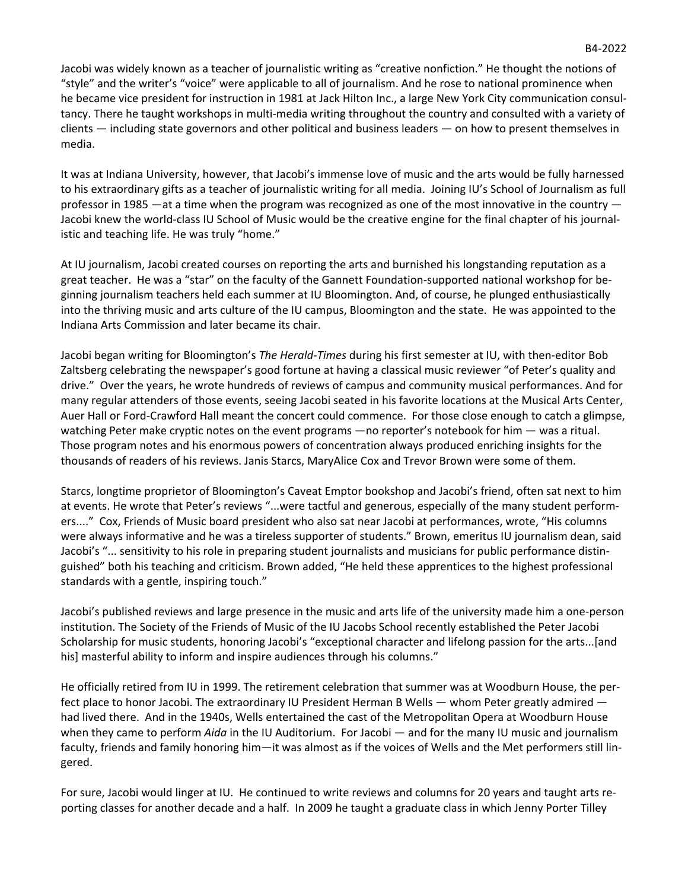Jacobi was widely known as a teacher of journalistic writing as "creative nonfiction." He thought the notions of "style" and the writer's "voice" were applicable to all of journalism. And he rose to national prominence when he became vice president for instruction in 1981 at Jack Hilton Inc., a large New York City communication consultancy. There he taught workshops in multi-media writing throughout the country and consulted with a variety of clients — including state governors and other political and business leaders — on how to present themselves in media.

It was at Indiana University, however, that Jacobi's immense love of music and the arts would be fully harnessed to his extraordinary gifts as a teacher of journalistic writing for all media. Joining IU's School of Journalism as full professor in 1985 —at a time when the program was recognized as one of the most innovative in the country — Jacobi knew the world-class IU School of Music would be the creative engine for the final chapter of his journalistic and teaching life. He was truly "home."

At IU journalism, Jacobi created courses on reporting the arts and burnished his longstanding reputation as a great teacher. He was a "star" on the faculty of the Gannett Foundation-supported national workshop for beginning journalism teachers held each summer at IU Bloomington. And, of course, he plunged enthusiastically into the thriving music and arts culture of the IU campus, Bloomington and the state. He was appointed to the Indiana Arts Commission and later became its chair.

Jacobi began writing for Bloomington's *The Herald-Times* during his first semester at IU, with then-editor Bob Zaltsberg celebrating the newspaper's good fortune at having a classical music reviewer "of Peter's quality and drive." Over the years, he wrote hundreds of reviews of campus and community musical performances. And for many regular attenders of those events, seeing Jacobi seated in his favorite locations at the Musical Arts Center, Auer Hall or Ford-Crawford Hall meant the concert could commence. For those close enough to catch a glimpse, watching Peter make cryptic notes on the event programs —no reporter's notebook for him — was a ritual. Those program notes and his enormous powers of concentration always produced enriching insights for the thousands of readers of his reviews. Janis Starcs, MaryAlice Cox and Trevor Brown were some of them.

Starcs, longtime proprietor of Bloomington's Caveat Emptor bookshop and Jacobi's friend, often sat next to him at events. He wrote that Peter's reviews "...were tactful and generous, especially of the many student performers...." Cox, Friends of Music board president who also sat near Jacobi at performances, wrote, "His columns were always informative and he was a tireless supporter of students." Brown, emeritus IU journalism dean, said Jacobi's "... sensitivity to his role in preparing student journalists and musicians for public performance distinguished" both his teaching and criticism. Brown added, "He held these apprentices to the highest professional standards with a gentle, inspiring touch."

Jacobi's published reviews and large presence in the music and arts life of the university made him a one-person institution. The Society of the Friends of Music of the IU Jacobs School recently established the Peter Jacobi Scholarship for music students, honoring Jacobi's "exceptional character and lifelong passion for the arts...[and his] masterful ability to inform and inspire audiences through his columns."

He officially retired from IU in 1999. The retirement celebration that summer was at Woodburn House, the perfect place to honor Jacobi. The extraordinary IU President Herman B Wells — whom Peter greatly admired — had lived there. And in the 1940s, Wells entertained the cast of the Metropolitan Opera at Woodburn House when they came to perform *Aida* in the IU Auditorium. For Jacobi — and for the many IU music and journalism faculty, friends and family honoring him—it was almost as if the voices of Wells and the Met performers still lingered.

For sure, Jacobi would linger at IU. He continued to write reviews and columns for 20 years and taught arts reporting classes for another decade and a half. In 2009 he taught a graduate class in which Jenny Porter Tilley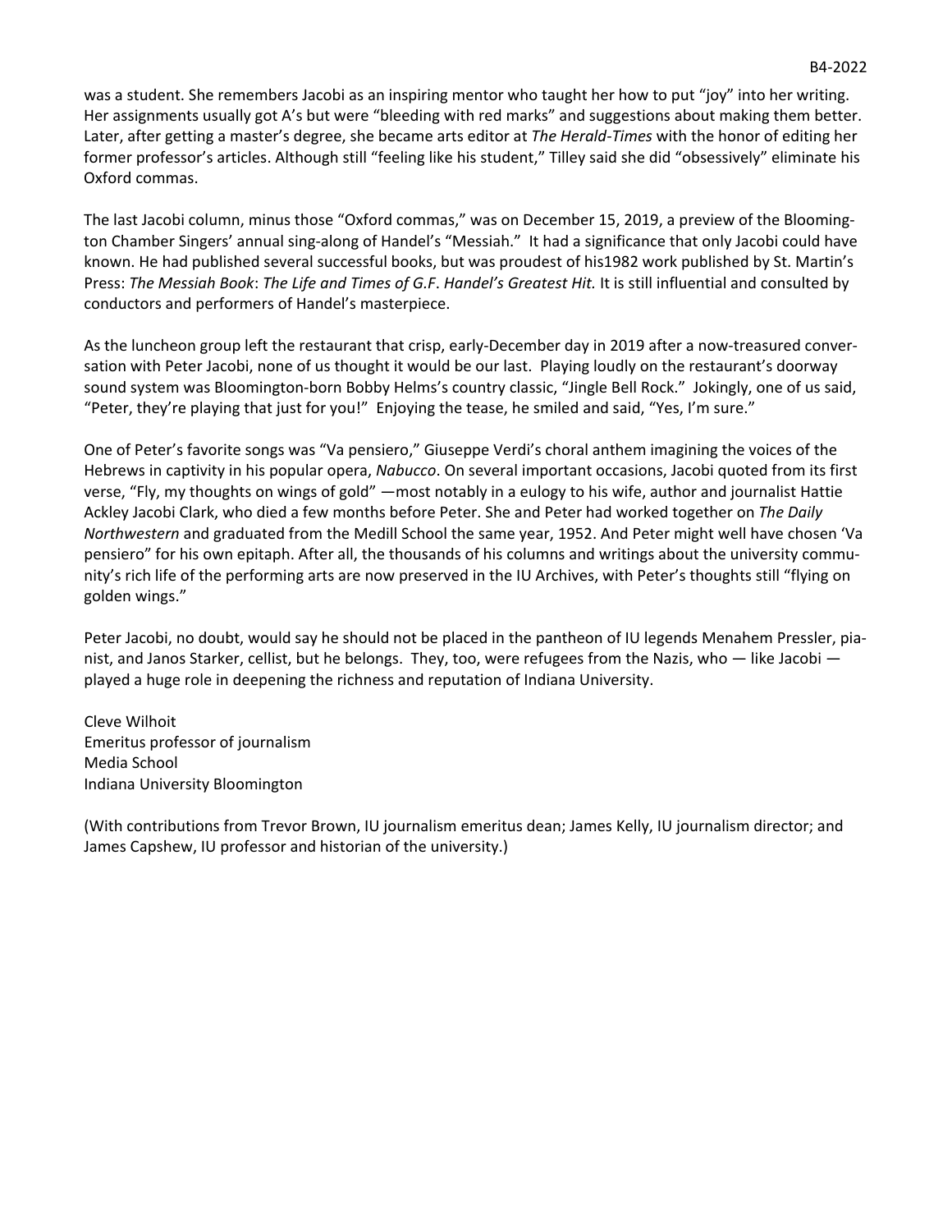was a student. She remembers Jacobi as an inspiring mentor who taught her how to put "joy" into her writing. Her assignments usually got A's but were "bleeding with red marks" and suggestions about making them better. Later, after getting a master's degree, she became arts editor at *The Herald-Times* with the honor of editing her former professor's articles. Although still "feeling like his student," Tilley said she did "obsessively" eliminate his Oxford commas.

The last Jacobi column, minus those "Oxford commas," was on December 15, 2019, a preview of the Bloomington Chamber Singers' annual sing-along of Handel's "Messiah." It had a significance that only Jacobi could have known. He had published several successful books, but was proudest of his1982 work published by St. Martin's Press: *The Messiah Book*: *The Life and Times of G.F. Handel's Greatest Hit.* It is still influential and consulted by conductors and performers of Handel's masterpiece.

As the luncheon group left the restaurant that crisp, early-December day in 2019 after a now-treasured conversation with Peter Jacobi, none of us thought it would be our last. Playing loudly on the restaurant's doorway sound system was Bloomington-born Bobby Helms's country classic, "Jingle Bell Rock." Jokingly, one of us said, "Peter, they're playing that just for you!" Enjoying the tease, he smiled and said, "Yes, I'm sure."

One of Peter's favorite songs was "Va pensiero," Giuseppe Verdi's choral anthem imagining the voices of the Hebrews in captivity in his popular opera, *Nabucco*. On several important occasions, Jacobi quoted from its first verse, "Fly, my thoughts on wings of gold" —most notably in a eulogy to his wife, author and journalist Hattie Ackley Jacobi Clark, who died a few months before Peter. She and Peter had worked together on *The Daily Northwestern* and graduated from the Medill School the same year, 1952. And Peter might well have chosen 'Va pensiero" for his own epitaph. After all, the thousands of his columns and writings about the university community's rich life of the performing arts are now preserved in the IU Archives, with Peter's thoughts still "flying on golden wings."

Peter Jacobi, no doubt, would say he should not be placed in the pantheon of IU legends Menahem Pressler, pianist, and Janos Starker, cellist, but he belongs. They, too, were refugees from the Nazis, who — like Jacobi — played a huge role in deepening the richness and reputation of Indiana University.

Cleve Wilhoit
Emeritus professor of journalism
Media School
Indiana University Bloomington

(With contributions from Trevor Brown, IU journalism emeritus dean; James Kelly, IU journalism director; and James Capshew, IU professor and historian of the university.)